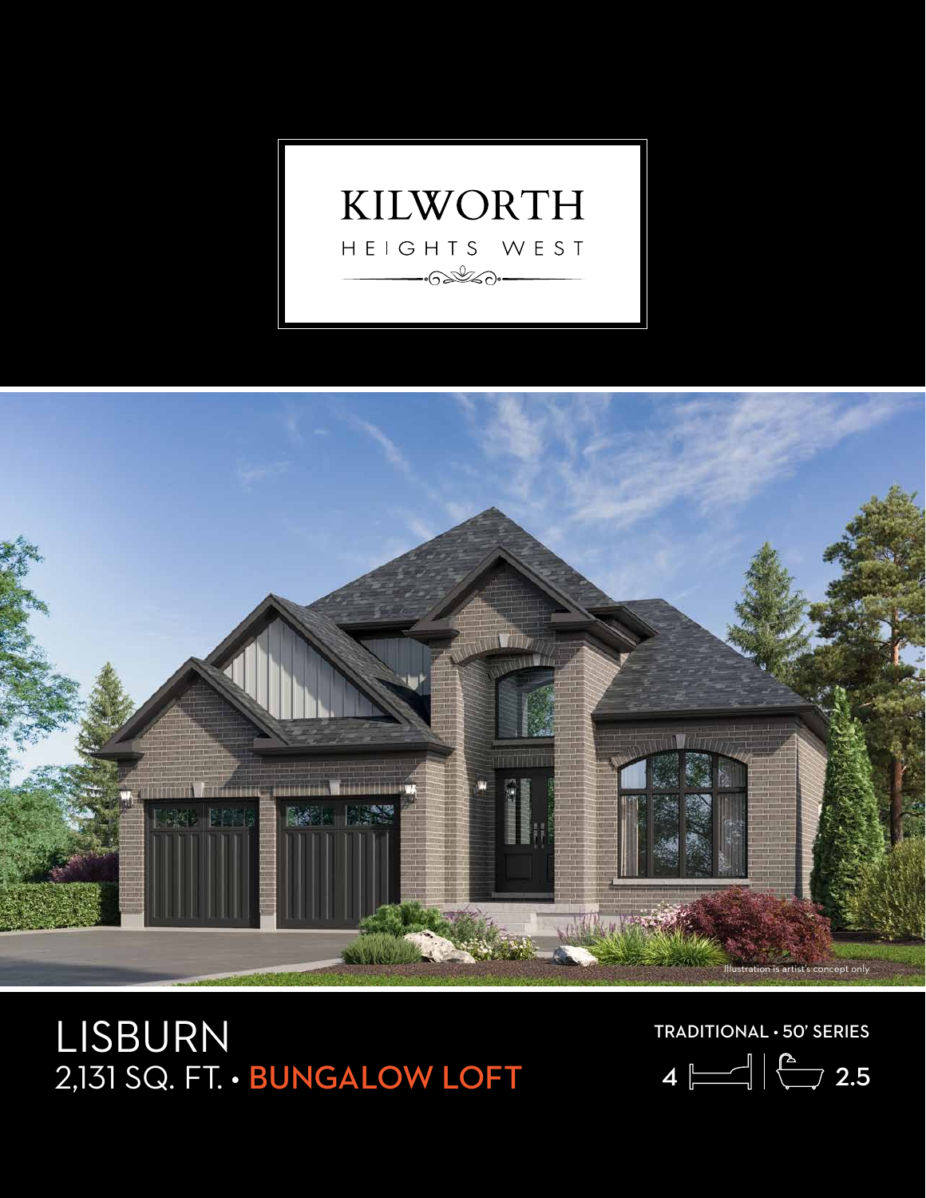# KILWORTH
HEIGHTS WEST

Illustration is artist's concept only

# LISBURN
2,131 SQ. FT. • **BUNGALOW LOFT**

TRADITIONAL • 50' SERIES

4 | 2.5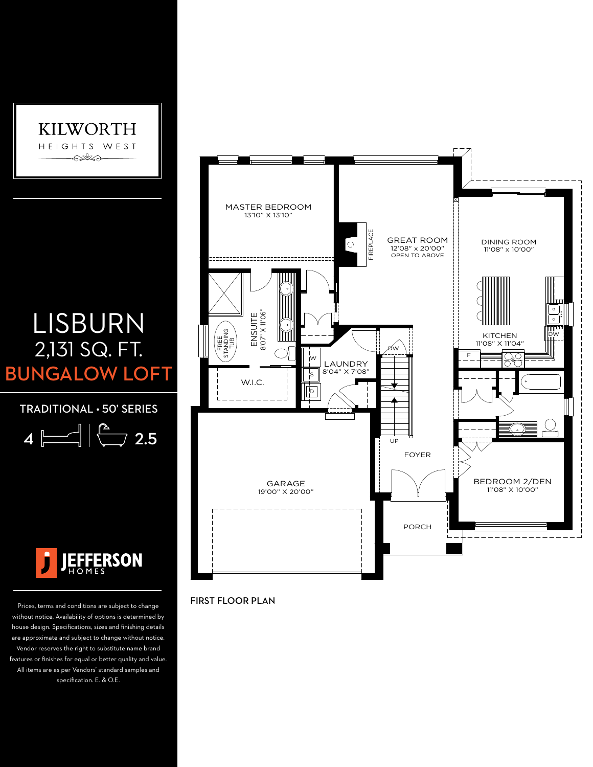# KILWORTH

HEIGHTS WEST

# LISBURN

2,131 SQ. FT.

**BUNGALOW LOFT**

TRADITIONAL • 50' SERIES

4 | 2.5

JEFFERSON HOMES

Prices, terms and conditions are subject to change without notice. Availability of options is determined by house design. Specifications, sizes and finishing details are approximate and subject to change without notice. Vendor reserves the right to substitute name brand features or finishes for equal or better quality and value. All items are as per Vendors' standard samples and specification. E. & O.E.

MASTER BEDROOM
13'10" X 13'10"

GREAT ROOM
12'08" x 20'00"
OPEN TO ABOVE

FIREPLACE

DINING ROOM
11'08" x 10'00"

ENSUITE
8'07" X 11'06"

FREE STANDING TUB

KITCHEN
11'08" X 11'04"

DW

F

LAUNDRY
8'04" X 7'08"

W

S

D

W.I.C.

UP

FOYER

GARAGE
19'00" X 20'00"

BEDROOM 2/DEN
11'08" X 10'00"

PORCH

FIRST FLOOR PLAN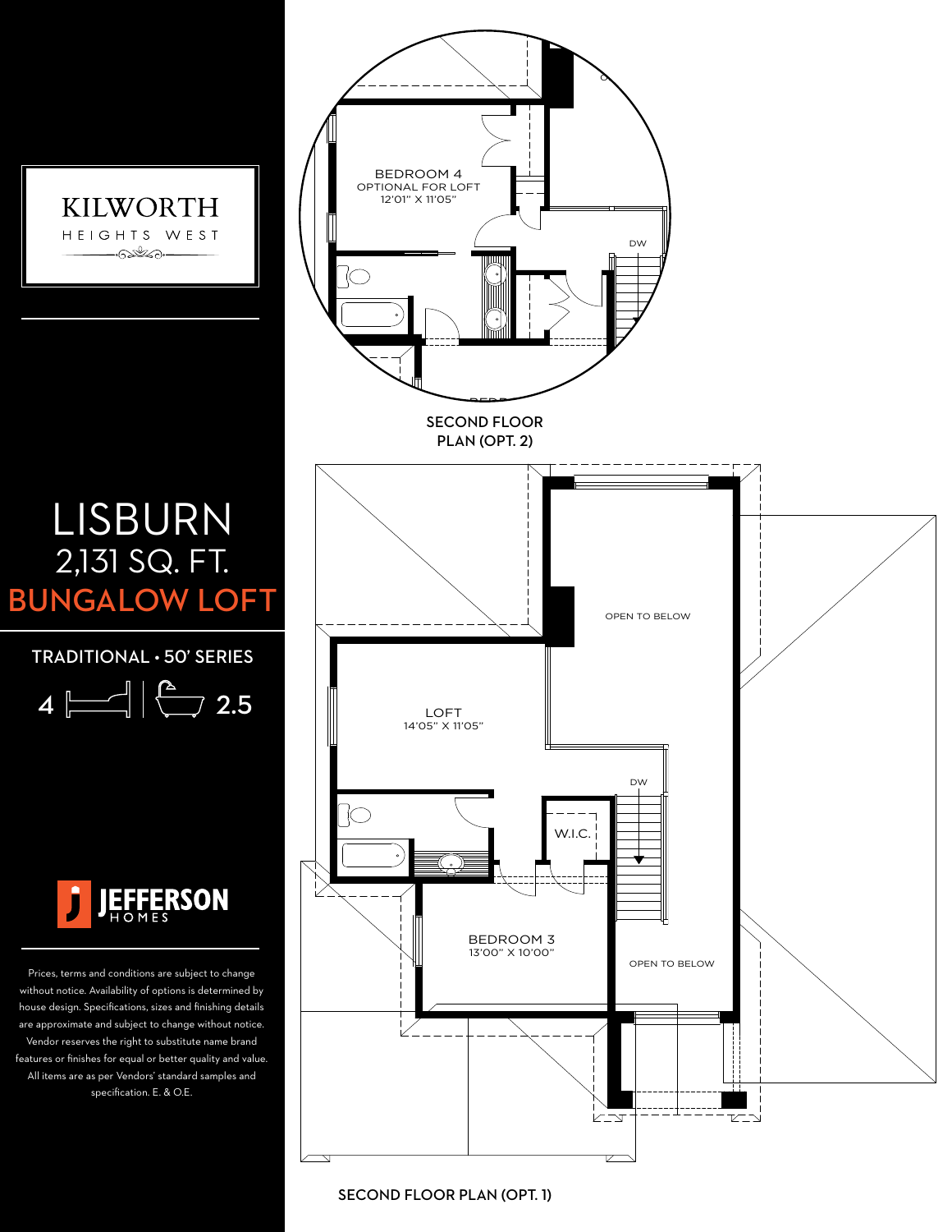# KILWORTH

HEIGHTS WEST

# LISBURN

## 2,131 SQ. FT.

## BUNGALOW LOFT

TRADITIONAL • 50' SERIES

4 | 2.5

JEFFERSON HOMES

Prices, terms and conditions are subject to change without notice. Availability of options is determined by house design. Specifications, sizes and finishing details are approximate and subject to change without notice. Vendor reserves the right to substitute name brand features or finishes for equal or better quality and value. All items are as per Vendors' standard samples and specification. E. & O.E.

BEDROOM 4
OPTIONAL FOR LOFT
12'01" X 11'05"

DW

SECOND FLOOR PLAN (OPT. 2)

OPEN TO BELOW

LOFT
14'05" X 11'05"

DW

W.I.C.

BEDROOM 3
13'00" X 10'00"

OPEN TO BELOW

SECOND FLOOR PLAN (OPT. 1)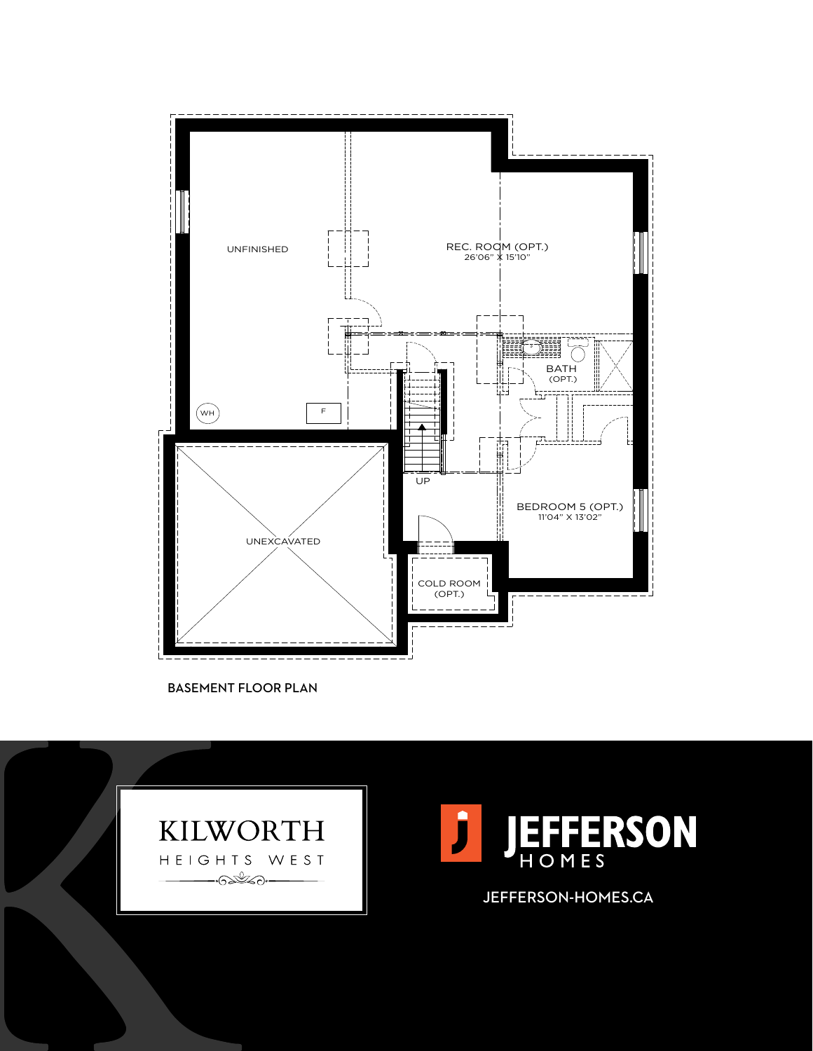UNFINISHED

REC. ROOM (OPT.)
26'06" X 15'10"

BATH
(OPT.)

WH

F

UP

BEDROOM 5 (OPT.)
11'04" X 13'02"

UNEXCAVATED

COLD ROOM
(OPT.)

BASEMENT FLOOR PLAN

KILWORTH
HEIGHTS WEST

JEFFERSON
HOMES

JEFFERSON-HOMES.CA